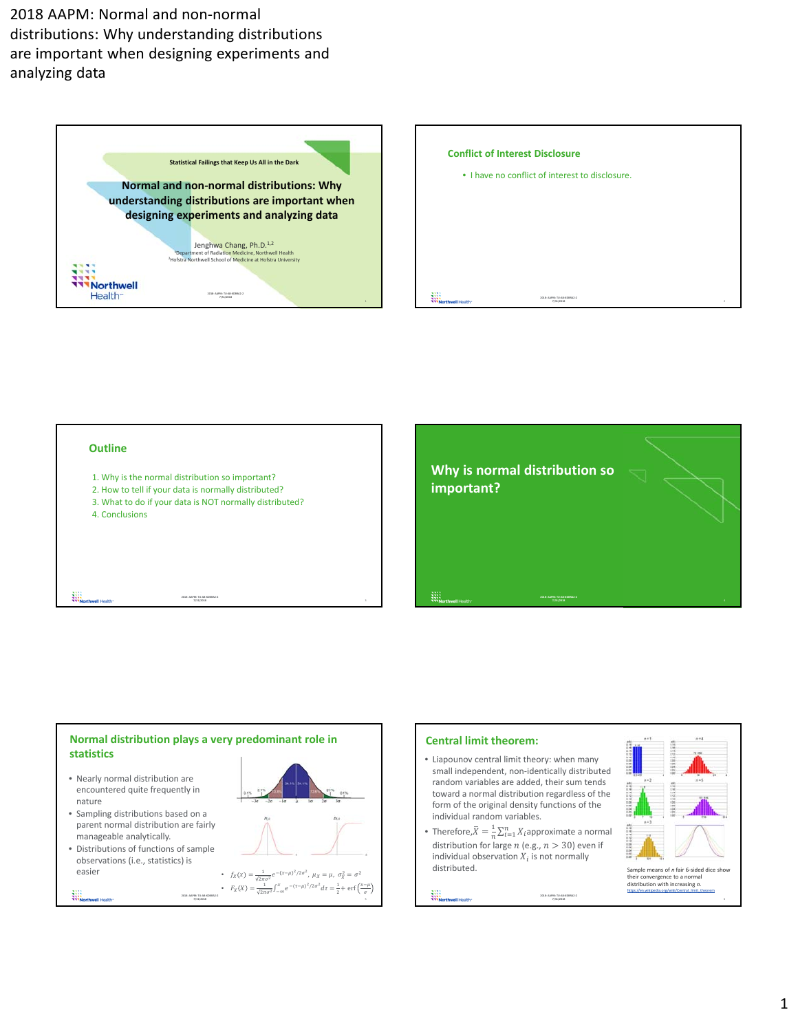# 2018 AAPM: Normal and non-normal distributions: Why understanding distributions are important when designing experiments and analyzing data

## Slide 1

Statistical Failings that Keep Us All in the Dark

**Normal and non-normal distributions: Why understanding distributions are important when designing experiments and analyzing data**

Jenghwa Chang, Ph.D.[1,2]

[1]Department of Radiation Medicine, Northwell Health

[2]Hofstra Northwell School of Medicine at Hofstra University

## Slide 2

### Conflict of Interest Disclosure

- I have no conflict of interest to disclosure.

## Slide 3

### Outline

1. Why is the normal distribution so important?
2. How to tell if your data is normally distributed?
3. What to do if your data is NOT normally distributed?
4. Conclusions

## Slide 4

### Why is normal distribution so important?

## Slide 5

### Normal distribution plays a very predominant role in statistics

- Nearly normal distribution are encountered quite frequently in nature
- Sampling distributions based on a parent normal distribution are fairly manageable analytically.
- Distributions of functions of sample observations (i.e., statistics) is easier

- $f_X(x) = \frac{1}{\sqrt{2\pi\sigma^2}} e^{-(x-\mu)^2/2\sigma^2}$, $\mu_X = \mu$, $\sigma_X^2 = \sigma^2$
- $F_X(X) = \frac{1}{\sqrt{2\pi\sigma^2}} \int_{-\infty}^{X} e^{-(\tau-\mu)^2/2\sigma^2} d\tau = \frac{1}{2} + \text{erf}\left(\frac{X-\mu}{\sigma}\right)$

## Slide 6

### Central limit theorem:

- Liapounov central limit theory: when many small independent, non-identically distributed random variables are added, their sum tends toward a normal distribution regardless of the form of the original density functions of the individual random variables.
- Therefore, $\bar{X} = \frac{1}{n}\sum_{i=1}^{n} X_i$ approximate a normal distribution for large $n$ (e.g., $n > 30$) even if individual observation $X_i$ is not normally distributed.

Sample means of *n* fair 6-sided dice show their convergence to a normal distribution with increasing *n*.
https://en.wikipedia.org/wiki/Central_limit_theorem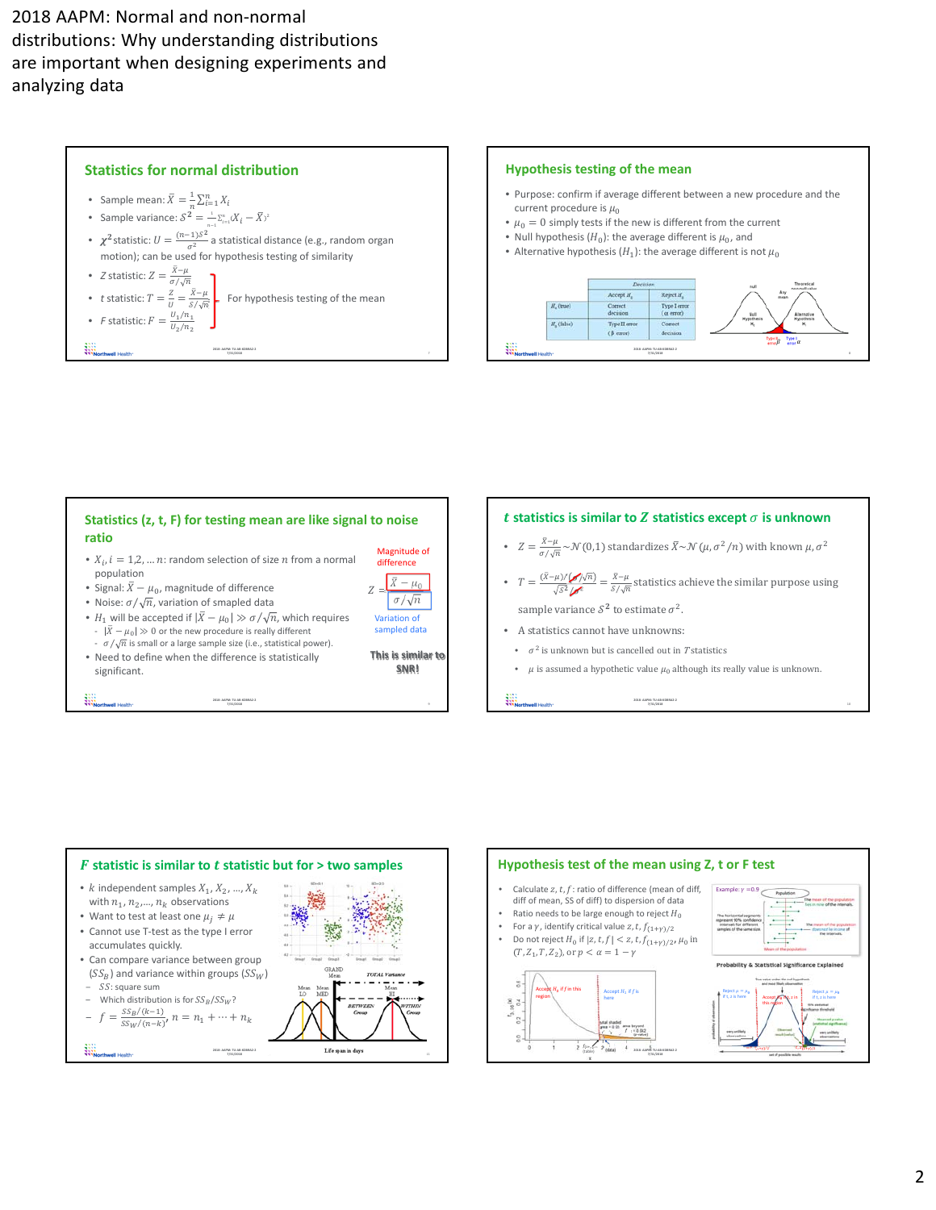2018 AAPM: Normal and non-normal distributions: Why understanding distributions are important when designing experiments and analyzing data

## Statistics for normal distribution

- Sample mean: $\bar{X} = \frac{1}{n}\sum_{i=1}^{n} X_i$
- Sample variance: $S^2 = \frac{1}{n-1}\sum_{i=1}^{n}(X_i - \bar{X})^2$
- $\chi^2$ statistic: $U = \frac{(n-1)S^2}{\sigma^2}$ a statistical distance (e.g., random organ motion); can be used for hypothesis testing of similarity
- $Z$ statistic: $Z = \frac{\bar{X}-\mu}{\sigma/\sqrt{n}}$
- $t$ statistic: $T = \frac{Z}{U} = \frac{\bar{X}-\mu}{S/\sqrt{n}}$
- $F$ statistic: $F = \frac{U_1/n_1}{U_2/n_2}$

For hypothesis testing of the mean

## Hypothesis testing of the mean

- Purpose: confirm if average different between a new procedure and the current procedure is $\mu_0$
- $\mu_0 = 0$ simply tests if the new is different from the current
- Null hypothesis ($H_0$): the average different is $\mu_0$, and
- Alternative hypothesis ($H_1$): the average different is not $\mu_0$

| | Decision | |
|---|---|---|
| | Accept $H_0$ | Reject $H_0$ |
| $H_0$ (true) | Correct decision | Type I error ($\alpha$ error) |
| $H_0$ (false) | Type II error ($\beta$ error) | Correct decision |

## Statistics (z, t, F) for testing mean are like signal to noise ratio

- $X_i, i = 1,2,\ldots n$: random selection of size $n$ from a normal population
- Signal: $\bar{X} - \mu_0$, magnitude of difference
- Noise: $\sigma/\sqrt{n}$, variation of smapled data
- $H_1$ will be accepted if $|\bar{X} - \mu_0| \gg \sigma/\sqrt{n}$, which requires
  - $|\bar{X} - \mu_0| \gg 0$ or the new procedure is really different
  - $\sigma/\sqrt{n}$ is small or a large sample size (i.e., statistical power).
- Need to define when the difference is statistically significant.

$$Z = \frac{\bar{X} - \mu_0}{\sigma/\sqrt{n}}$$

Magnitude of difference

Variation of sampled data

This is similar to SNR!

## $t$ statistics is similar to $Z$ statistics except $\sigma$ is unknown

- $Z = \frac{\bar{X}-\mu}{\sigma/\sqrt{n}} \sim \mathcal{N}(0,1)$ standardizes $\bar{X} \sim \mathcal{N}(\mu, \sigma^2/n)$ with known $\mu, \sigma^2$
- $T = \frac{(\bar{X}-\mu)/(\sigma/\sqrt{n})}{\sqrt{S^2/\sigma^2}} = \frac{\bar{X}-\mu}{S/\sqrt{n}}$ statistics achieve the similar purpose using sample variance $S^2$ to estimate $\sigma^2$.
- A statistics cannot have unknowns:
  - $\sigma^2$ is unknown but is cancelled out in $T$ statistics
  - $\mu$ is assumed a hypothetic value $\mu_0$ although its really value is unknown.

## $F$ statistic is similar to $t$ statistic but for > two samples

- $k$ independent samples $X_1, X_2, \ldots, X_k$ with $n_1, n_2, \ldots, n_k$ observations
- Want to test at least one $\mu_j \neq \mu$
- Cannot use T-test as the type I error accumulates quickly.
- Can compare variance between group ($SS_B$) and variance within groups ($SS_W$)
  - $SS$: square sum
  - Which distribution is for $SS_B/SS_W$?
  - $f = \frac{SS_B/(k-1)}{SS_W/(n-k)}$, $n = n_1 + \cdots + n_k$

## Hypothesis test of the mean using Z, t or F test

- Calculate $z, t, f$: ratio of difference (mean of diff, diff of mean, SS of diff) to dispersion of data
- Ratio needs to be large enough to reject $H_0$
- For a $\gamma$, identify critical value $z, t, f_{(1+\gamma)/2}$
- Do not reject $H_0$ if $|z, t, f| < z, t, f_{(1+\gamma)/2}$, $\mu_0$ in $(T, Z_1, T, Z_2)$, or $p < \alpha = 1 - \gamma$

Example: $\gamma = 0.9$

Probability & Statistical Significance Explained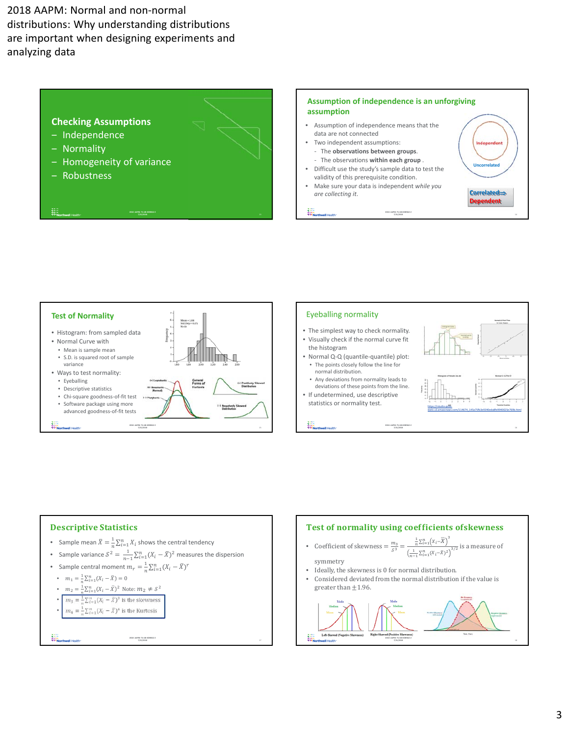# 2018 AAPM: Normal and non-normal distributions: Why understanding distributions are important when designing experiments and analyzing data

## Checking Assumptions

- Independence
- Normality
- Homogeneity of variance
- Robustness

## Assumption of independence is an unforgiving assumption

- Assumption of independence means that the data are not connected
- Two independent assumptions:
  - The **observations between groups**.
  - The observations **within each group** .
- Difficult use the study's sample data to test the validity of this prerequisite condition.
- Make sure your data is independent *while you are collecting it*.

Independent

Uncorrelated

Correlated ⇒ Dependent

## Test of Normality

- Histogram: from sampled data
- Normal Curve with
  - Mean is sample mean
  - S.D. is squared root of sample variance
- Ways to test normality:
  - Eyeballing
  - Descriptive statistics
  - Chi-square goodness-of-fit test
  - Software package using more advanced goodness-of-fit tests

Mean = 1.08
Std. Dev = 0.075
N=39

(+) Leptokurtic, (0) Mesokurtic (Normal), (−) Platykurtic — General Forms of Kurtosis

(+) Positively Skewed Distribution

(−) Negatively Skewed Distribution

## Eyeballing normality

- The simplest way to check normality.
- Visually check if the normal curve fit the histogram
- Normal Q-Q (quantile-quantile) plot:
  - The points closely follow the line for normal distribution.
  - Any deviations from normality leads to deviations of these points from the line.
- If undetermined, use descriptive statistics or normality test.

https://studio-pass-static.s3.amazonaws.com/114674_145a75fb3e9340eda8fe9940025e769b.html

## Descriptive Statistics

- Sample mean $\bar{X} = \frac{1}{n}\sum_{i=1}^{n} X_i$ shows the central tendency
- Sample variance $S^2 = \frac{1}{n-1}\sum_{i=1}^{n}(X_i - \bar{X})^2$ measures the dispersion
- Sample central moment $m_r = \frac{1}{n}\sum_{i=1}^{n}(X_i - \bar{X})^r$
  - $m_1 = \frac{1}{n}\sum_{i=1}^{n}(X_i - \bar{X}) = 0$
  - $m_2 = \frac{1}{n}\sum_{i=1}^{n}(X_i - \bar{X})^2$ Note: $m_2 \neq S^2$
  - $m_3 = \frac{1}{n}\sum_{i=1}^{n}(X_i - \bar{X})^3$ is the skewness
  - $m_4 = \frac{1}{n}\sum_{i=1}^{n}(X_i - \bar{X})^4$ is the Kurtosis

## Test of normality using coefficients ofskewness

- Coefficient of skewness $= \frac{m_3}{S^3} = \frac{\frac{1}{n}\sum_{i=1}^{n}(X_i - \bar{X})^3}{\left(\frac{1}{n-1}\sum_{i=1}^{n}(X_i - \bar{X})^2\right)^{3/2}}$ is a measure of symmetry
- Ideally, the skewness is 0 for normal distribution.
- Considered deviated from the normal distribution if the value is greater than $\pm 1.96$.

Left-Skewed (Negative Skewness) — Mode, Median, Mean

Right-Skewed (Positive Skewness) — Mode, Median, Mean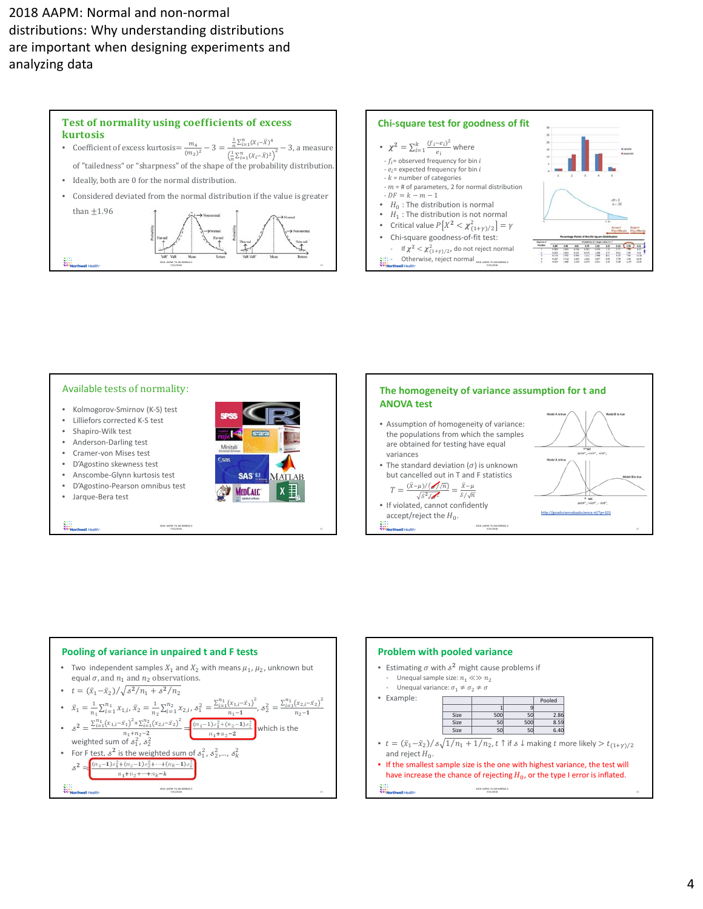2018 AAPM: Normal and non-normal distributions: Why understanding distributions are important when designing experiments and analyzing data

## Test of normality using coefficients of excess kurtosis

- Coefficient of excess kurtosis= $\frac{m_4}{(m_2)^2} - 3 = \frac{\frac{1}{n}\sum_{i=1}^{n}(X_i - \bar{X})^4}{\left(\frac{1}{n}\sum_{i=1}^{n}(X_i - \bar{X})^2\right)^2} - 3$, a measure of "tailedness" or "sharpness" of the shape of the probability distribution.
- Ideally, both are 0 for the normal distribution.
- Considered deviated from the normal distribution if the value is greater than ±1.96

## Chi-square test for goodness of fit

- $\chi^2 = \sum_{i=1}^{k} \frac{(f_i - e_i)^2}{e_i}$ where
  - $f_i$ = observed frequency for bin $i$
  - $e_i$ = expected frequency for bin $i$
  - $k$ = number of categories
  - $m$ = # of parameters, 2 for normal distribution
  - $DF = k - m - 1$
- $H_0$ : The distribution is normal
- $H_1$ : The distribution is not normal
- Critical value $P[X^2 < \chi^2_{(1+\gamma)/2}] = \gamma$
- Chi-square goodness-of-fit test:
  - If $\chi^2 < \chi^2_{(1+\gamma)/2}$, do not reject normal
  - Otherwise, reject normal

## Available tests of normality:

- Kolmogorov-Smirnov (K-S) test
- Lilliefors corrected K-S test
- Shapiro-Wilk test
- Anderson-Darling test
- Cramer-von Mises test
- D'Agostino skewness test
- Anscombe-Glynn kurtosis test
- D'Agostino-Pearson omnibus test
- Jarque-Bera test

## The homogeneity of variance assumption for t and ANOVA test

- Assumption of homogeneity of variance: the populations from which the samples are obtained for testing have equal variances
- The standard deviation ($\sigma$) is unknown but cancelled out in T and F statistics
  $T = \frac{(\bar{X}-\mu)/(\sigma/\sqrt{n})}{\sqrt{S^2/\sigma^2}} = \frac{\bar{X}-\mu}{S/\sqrt{n}}$
- If violated, cannot confidently accept/reject the $H_0$.

http://goodsciencebadscience.nl/?p=101

## Pooling of variance in unpaired t and F tests

- Two independent samples $X_1$ and $X_2$ with means $\mu_1, \mu_2$, unknown but equal $\sigma$, and $n_1$ and $n_2$ observations.
- $t = (\bar{x}_1 - \bar{x}_2)/\sqrt{s^2/n_1 + s^2/n_2}$
- $\bar{x}_1 = \frac{1}{n_1}\sum_{i=1}^{n_1} x_{1,i}$, $\bar{x}_2 = \frac{1}{n_2}\sum_{i=1}^{n_2} x_{2,i}$, $s_1^2 = \frac{\sum_{i=1}^{n_1}(x_{1,i}-\bar{x}_1)^2}{n_1 - 1}$, $s_2^2 = \frac{\sum_{i=1}^{n_2}(x_{2,i}-\bar{x}_2)^2}{n_2 - 1}$
- $s^2 = \frac{\sum_{i=1}^{n_1}(x_{1,i}-\bar{x}_1)^2 + \sum_{i=1}^{n_2}(x_{2,i}-\bar{x}_2)^2}{n_1+n_2-2} = \frac{(n_1-1)s_1^2 + (n_2-1)s_2^2}{n_1+n_2-2}$ which is the weighted sum of $s_1^2, s_2^2$
- For F test, $s^2$ is the weighted sum of $s_1^2, s_2^2, \ldots, s_k^2$
  $s^2 = \frac{(n_1-1)s_1^2 + (n_2-1)s_2^2 + \cdots + (n_k-1)s_k^2}{n_1+n_2+\cdots+n_k-k}$

## Problem with pooled variance

- Estimating $\sigma$ with $s^2$ might cause problems if
  - Unequal sample size: $n_1 \lll\ggg n_2$
  - Unequal variance: $\sigma_1 \neq \sigma_2 \neq \sigma$
- Example:

| | 1 | 9 | Pooled |
|---|---|---|---|
| Size | 500 | 50 | 2.86 |
| Size | 50 | 500 | 8.59 |
| Size | 50 | 50 | 6.40 |

- $t = (\bar{x}_1 - \bar{x}_2)/s\sqrt{1/n_1 + 1/n_2}$, $t \uparrow$ if $s \downarrow$ making $t$ more likely $> t_{(1+\gamma)/2}$ and reject $H_0$.
- If the smallest sample size is the one with highest variance, the test will have increase the chance of rejecting $H_0$, or the type I error is inflated.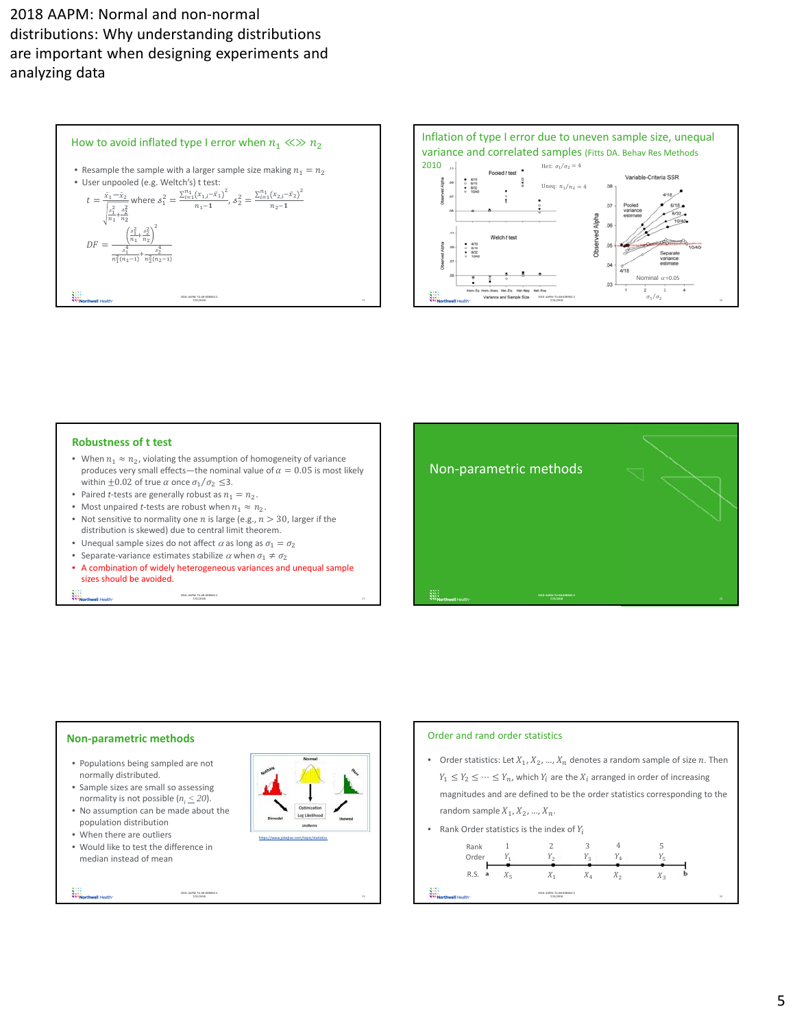2018 AAPM: Normal and non-normal distributions: Why understanding distributions are important when designing experiments and analyzing data

## How to avoid inflated type I error when $n_1 \lll\ggg n_2$

- Resample the sample with a larger sample size making $n_1 = n_2$
- User unpooled (e.g. Welch's) t test:

$$t = \frac{\bar{x}_1 - \bar{x}_2}{\sqrt{\frac{s_1^2}{n_1} + \frac{s_2^2}{n_2}}} \text{ where } s_1^2 = \frac{\sum_{i=1}^{n_1}(x_{1,i} - \bar{x}_1)^2}{n_1 - 1},\ s_2^2 = \frac{\sum_{i=1}^{n_1}(x_{2,i} - \bar{x}_2)^2}{n_2 - 1}$$

$$DF = \frac{\left(\frac{s_1^2}{n_1} + \frac{s_2^2}{n_2}\right)^2}{\frac{s_1^4}{n_1^2(n_1-1)} + \frac{s_2^4}{n_2^2(n_2-1)}}$$

## Inflation of type I error due to uneven sample size, unequal variance and correlated samples (Fitts DA. Behav Res Methods 2010

Het: $\sigma_1/\sigma_2 = 4$

Uneq: $n_1/n_2 = 4$

Pooled *t* test

Welch *t* test

Variable-Criteria SSR

Observed Alpha

Variance and Sample Size

Hom-Eq, Hom-Uneq, Het-Eq, Het-Neg, Het-Pos

Pooled variance estimate

Separate variance estimate

Nominal $\alpha = 0.05$

$\sigma_1/\sigma_2$

## Robustness of t test

- When $n_1 \approx n_2$, violating the assumption of homogeneity of variance produces very small effects—the nominal value of $\alpha = 0.05$ is most likely within $\pm 0.02$ of true $\alpha$ once $\sigma_1/\sigma_2 \leq 3$.
- Paired *t*-tests are generally robust as $n_1 = n_2$.
- Most unpaired *t*-tests are robust when $n_1 \approx n_2$.
- Not sensitive to normality one $n$ is large (e.g., $n > 30$, larger if the distribution is skewed) due to central limit theorem.
- Unequal sample sizes do not affect $\alpha$ as long as $\sigma_1 = \sigma_2$
- Separate-variance estimates stabilize $\alpha$ when $\sigma_1 \neq \sigma_2$
- A combination of widely heterogeneous variances and unequal sample sizes should be avoided.

## Non-parametric methods

## Non-parametric methods

- Populations being sampled are not normally distributed.
- Sample sizes are small so assessing normality is not possible ($n_i \lesssim 20$).
- No assumption can be made about the population distribution
- When there are outliers
- Would like to test the difference in median instead of mean

https://www.jokejive.com/topic/statistics

## Order and rand order statistics

- Order statistics: Let $X_1, X_2, \ldots, X_n$ denotes a random sample of size $n$. Then $Y_1 \leq Y_2 \leq \cdots \leq Y_n$, which $Y_i$ are the $X_i$ arranged in order of increasing magnitudes and are defined to be the order statistics corresponding to the random sample $X_1, X_2, \ldots, X_n$.
- Rank Order statistics is the index of $Y_i$

| Rank | 1 | 2 | 3 | 4 | 5 |
|---|---|---|---|---|---|
| Order | $Y_1$ | $Y_2$ | $Y_3$ | $Y_4$ | $Y_5$ |
| R.S. | $X_5$ | $X_1$ | $X_4$ | $X_2$ | $X_3$ |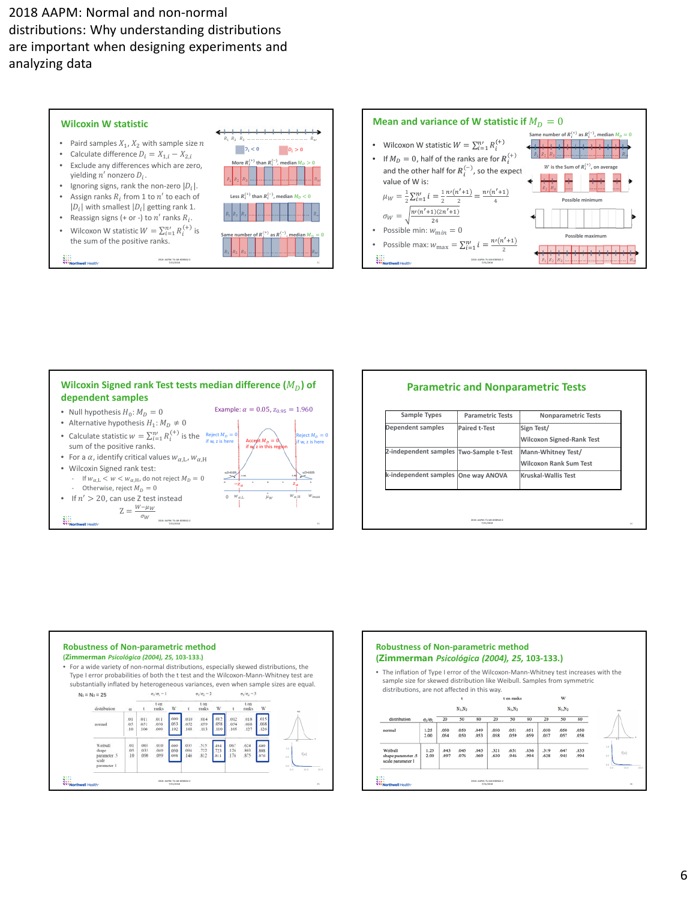2018 AAPM: Normal and non-normal distributions: Why understanding distributions are important when designing experiments and analyzing data

## Wilcoxin W statistic

- Paired samples $X_1, X_2$ with sample size $n$
- Calculate difference $D_i = X_{1,i} - X_{2,i}$
- Exclude any differences which are zero, yielding $n'$ nonzero $D_i$.
- Ignoring signs, rank the non-zero $|D_i|$.
- Assign ranks $R_i$ from 1 to $n'$ to each of $|D_i|$ with smallest $|D_i|$ getting rank 1.
- Reassign signs (+ or -) to $n'$ ranks $R_i$.
- Wilcoxon W statistic $W = \sum_{i=1}^{n'} R_i^{(+)}$ is the sum of the positive ranks.

$D_i < 0$ $D_i > 0$

More $R_i^{(+)}$ than $R_i^{(-)}$, median $M_D > 0$

Less $R_i^{(+)}$ than $R_i^{(-)}$, median $M_D < 0$

Same number of $R_i^{(+)}$ as $R_i^{(-)}$, median $M_D = 0$

## Mean and variance of W statistic if $M_D = 0$

- Wilcoxon W statistic $W = \sum_{i=1}^{n'} R_i^{(+)}$
- If $M_D = 0$, half of the ranks are for $R_i^{(+)}$ and the other half for $R_i^{(-)}$, so the expect value of W is:

$$\mu_W = \frac{1}{2}\sum_{i=1}^{n'} i = \frac{1}{2}\frac{n'(n'+1)}{2} = \frac{n'(n'+1)}{4}$$

$$\sigma_W = \sqrt{\frac{n'(n'+1)(2n'+1)}{24}}$$

- Possible min: $w_{min} = 0$
- Possible max: $w_{max} = \sum_{i=1}^{n'} i = \frac{n'(n'+1)}{2}$

Same number of $R_i^{(+)}$ as $R_i^{(-)}$, median $M_D = 0$

$W$ is the Sum of $R_i^{(+)}$, on average

Possible minimum

Possible maximum

## Wilcoxin Signed rank Test tests median difference ($M_D$) of dependent samples

- Null hypothesis $H_0$: $M_D = 0$
- Alternative hypothesis $H_1$: $M_D \neq 0$
- Calculate statistic $w = \sum_{i=1}^{n'} R_i^{(+)}$ is the sum of the positive ranks.
- For a $\alpha$, identify critical values $w_{\alpha,L}, w_{\alpha,H}$
- Wilcoxon Signed rank test:
  - If $w_{\alpha,L} < w < w_{\alpha,H}$, do not reject $M_D = 0$
  - Otherwise, reject $M_D = 0$
- If $n' > 20$, can use Z test instead

$$Z = \frac{W - \mu_W}{\sigma_W}$$

Example: $\alpha = 0.05$, $z_{0.95} = 1.960$

Reject $M_D = 0$ if w, z is here | Accept $M_D = 0$ if w, z in this region | Reject $M_D = 0$ if w, z is here

## Parametric and Nonparametric Tests

| Sample Types | Parametric Tests | Nonparametric Tests |
|---|---|---|
| Dependent samples | Paired t-Test | Sign Test/ Wilcoxon Signed-Rank Test |
| 2-independent samples | Two-Sample t-Test | Mann-Whitney Test/ Wilcoxon Rank Sum Test |
| k-independent samples | One way ANOVA | Kruskal-Wallis Test |

## Robustness of Non-parametric method
**(Zimmerman *Psicológica (2004), 25,* 103-133.)**

- For a wide variety of non-normal distributions, especially skewed distributions, the Type I error probabilities of both the t test and the Wilcoxon-Mann-Whitney test are substantially inflated by heterogeneous variances, even when sample sizes are equal.

$N_1 = N_2 = 25$

| distribution | α | $\sigma_1/\sigma_2 = 1$: t | t on ranks | W | $\sigma_1/\sigma_2 = 2$: t | t on ranks | W | $\sigma_1/\sigma_2 = 3$: t | t on ranks | W |
|---|---|---|---|---|---|---|---|---|---|---|
| normal | .01 | .011 | .011 | .009 | .010 | .014 | .012 | .012 | .018 | .015 |
| | .05 | .051 | .050 | .053 | .052 | .059 | .058 | .054 | .068 | .068 |
| | .10 | .106 | .099 | .102 | .103 | .113 | .110 | .105 | .127 | .126 |
| Weibull shape parameter .5 scale parameter 1 | .01 | .003 | .010 | .009 | .035 | .515 | .494 | .067 | .624 | .600 |
| | .05 | .035 | .049 | .050 | .094 | .722 | .723 | .126 | .803 | .808 |
| | .10 | .090 | .099 | .098 | .146 | .812 | .811 | .176 | .875 | .876 |

## Robustness of Non-parametric method
**(Zimmerman *Psicológica (2004), 25,* 103-133.)**

- The inflation of Type I error of the Wilcoxon-Mann-Whitney test increases with the sample size for skewed distribution like Weibull. Samples from symmetric distributions, are not affected in this way.

| distribution | $\sigma_1/\sigma_2$ | t: $N_1,N_2$ = 20 | 50 | 80 | t on ranks: $N_1,N_2$ = 20 | 50 | 80 | W: $N_1,N_2$ = 20 | 50 | 80 |
|---|---|---|---|---|---|---|---|---|---|---|
| normal | 1.25 | .050 | .050 | .049 | .050 | .051 | .051 | .050 | .050 | .050 |
| | 2.00 | .054 | .050 | .053 | .058 | .059 | .059 | .057 | .057 | .058 |
| Weibull shape parameter .5 scale parameter 1 | 1.25 | .043 | .045 | .045 | .321 | .651 | .836 | .319 | .647 | .835 |
| | 2.00 | .097 | .076 | .069 | .610 | .946 | .994 | .628 | .945 | .994 |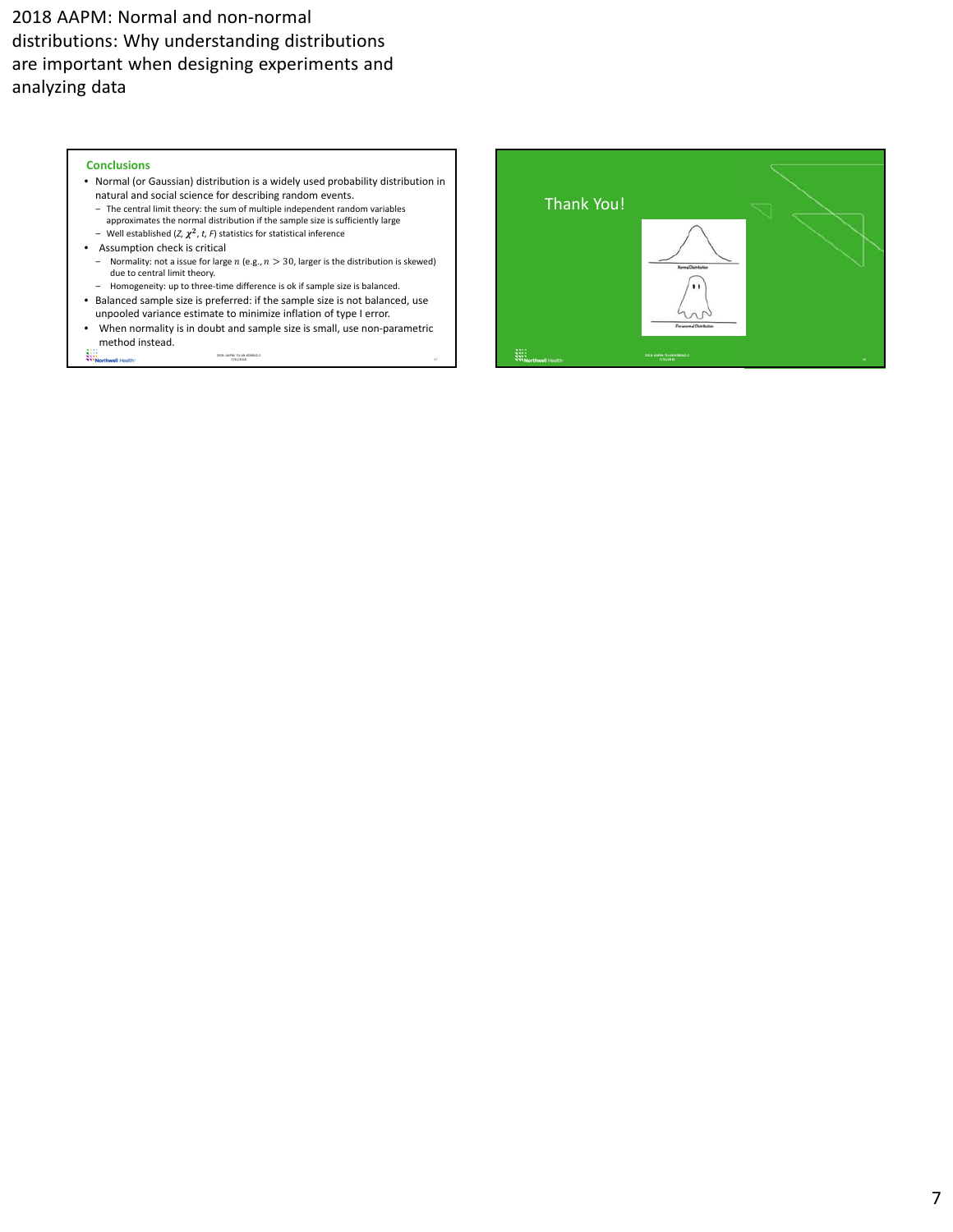2018 AAPM: Normal and non-normal distributions: Why understanding distributions are important when designing experiments and analyzing data

## Conclusions

- Normal (or Gaussian) distribution is a widely used probability distribution in natural and social science for describing random events.
  - The central limit theory: the sum of multiple independent random variables approximates the normal distribution if the sample size is sufficiently large
  - Well established ($Z$, $\chi^2$, $t$, $F$) statistics for statistical inference
- Assumption check is critical
  - Normality: not a issue for large $n$ (e.g., $n > 30$, larger is the distribution is skewed) due to central limit theory.
  - Homogeneity: up to three-time difference is ok if sample size is balanced.
- Balanced sample size is preferred: if the sample size is not balanced, use unpooled variance estimate to minimize inflation of type I error.
- When normality is in doubt and sample size is small, use non-parametric method instead.

Thank You!

Normal Distribution

Paranormal Distribution